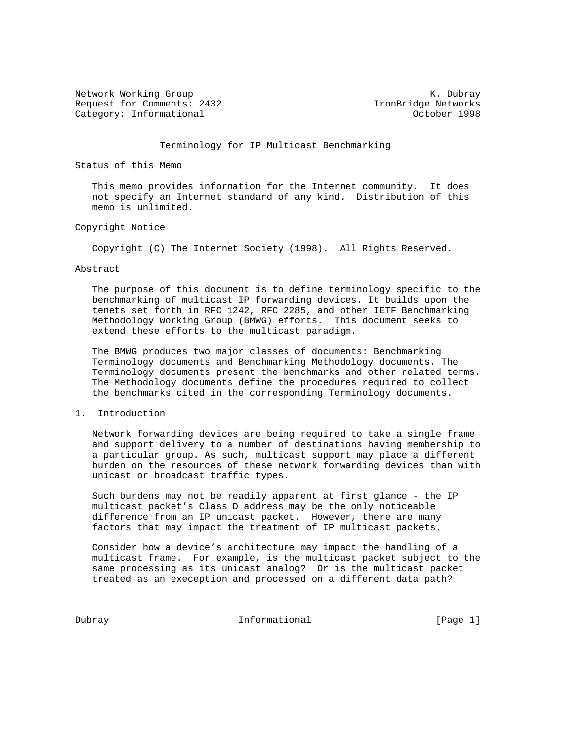Network Working Group K. Dubray
Request for Comments: 2432 IronBridge Networks
Category: Informational October 1998

# Terminology for IP Multicast Benchmarking

## Status of this Memo

This memo provides information for the Internet community. It does not specify an Internet standard of any kind. Distribution of this memo is unlimited.

## Copyright Notice

Copyright (C) The Internet Society (1998). All Rights Reserved.

## Abstract

The purpose of this document is to define terminology specific to the benchmarking of multicast IP forwarding devices. It builds upon the tenets set forth in RFC 1242, RFC 2285, and other IETF Benchmarking Methodology Working Group (BMWG) efforts. This document seeks to extend these efforts to the multicast paradigm.

The BMWG produces two major classes of documents: Benchmarking Terminology documents and Benchmarking Methodology documents. The Terminology documents present the benchmarks and other related terms. The Methodology documents define the procedures required to collect the benchmarks cited in the corresponding Terminology documents.

## 1. Introduction

Network forwarding devices are being required to take a single frame and support delivery to a number of destinations having membership to a particular group. As such, multicast support may place a different burden on the resources of these network forwarding devices than with unicast or broadcast traffic types.

Such burdens may not be readily apparent at first glance - the IP multicast packet's Class D address may be the only noticeable difference from an IP unicast packet. However, there are many factors that may impact the treatment of IP multicast packets.

Consider how a device's architecture may impact the handling of a multicast frame. For example, is the multicast packet subject to the same processing as its unicast analog? Or is the multicast packet treated as an exeception and processed on a different data path?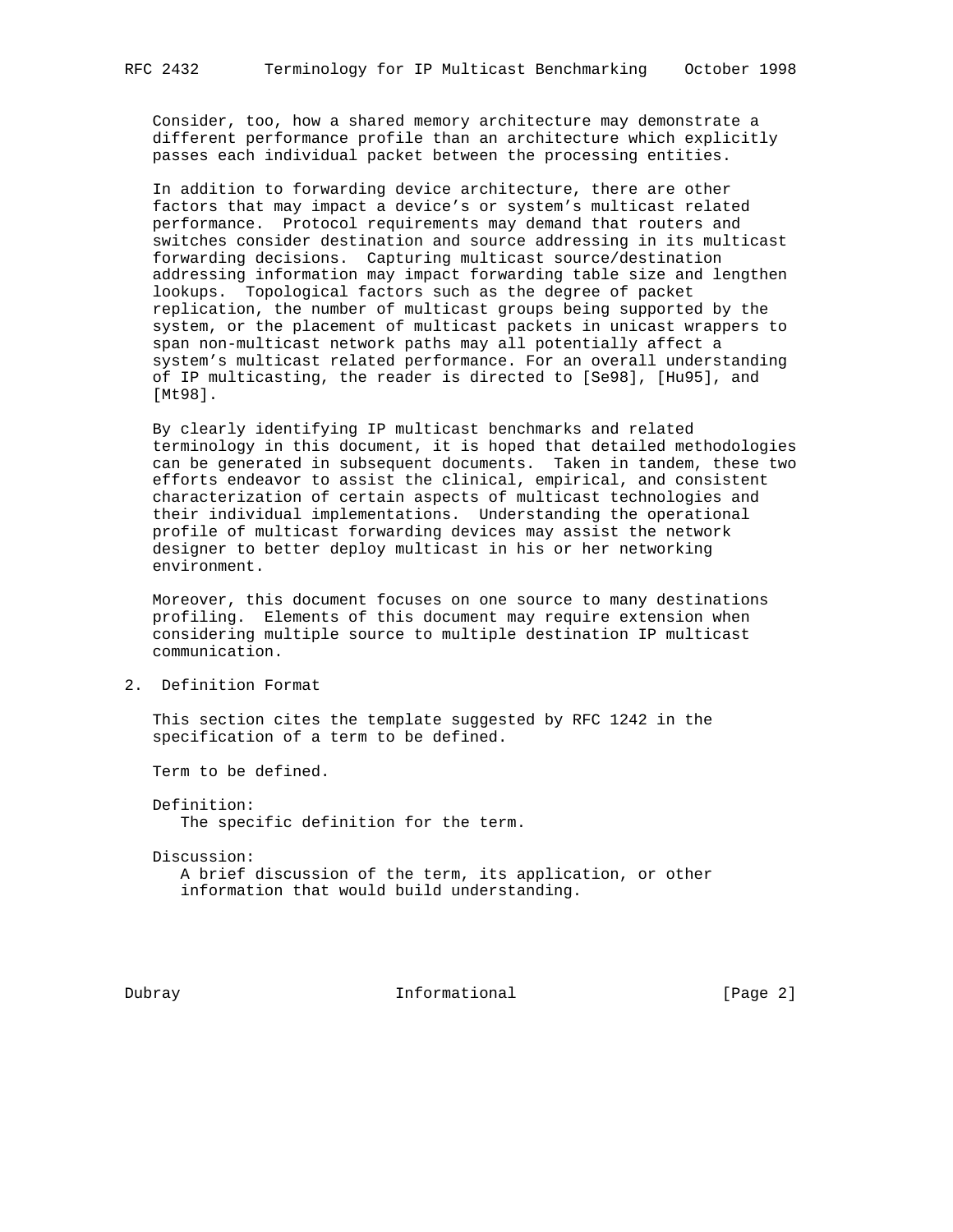Consider, too, how a shared memory architecture may demonstrate a different performance profile than an architecture which explicitly passes each individual packet between the processing entities.

In addition to forwarding device architecture, there are other factors that may impact a device's or system's multicast related performance. Protocol requirements may demand that routers and switches consider destination and source addressing in its multicast forwarding decisions. Capturing multicast source/destination addressing information may impact forwarding table size and lengthen lookups. Topological factors such as the degree of packet replication, the number of multicast groups being supported by the system, or the placement of multicast packets in unicast wrappers to span non-multicast network paths may all potentially affect a system's multicast related performance. For an overall understanding of IP multicasting, the reader is directed to [Se98], [Hu95], and [Mt98].

By clearly identifying IP multicast benchmarks and related terminology in this document, it is hoped that detailed methodologies can be generated in subsequent documents. Taken in tandem, these two efforts endeavor to assist the clinical, empirical, and consistent characterization of certain aspects of multicast technologies and their individual implementations. Understanding the operational profile of multicast forwarding devices may assist the network designer to better deploy multicast in his or her networking environment.

Moreover, this document focuses on one source to many destinations profiling. Elements of this document may require extension when considering multiple source to multiple destination IP multicast communication.

## 2. Definition Format

This section cites the template suggested by RFC 1242 in the specification of a term to be defined.

Term to be defined.

Definition:
The specific definition for the term.

Discussion:
A brief discussion of the term, its application, or other information that would build understanding.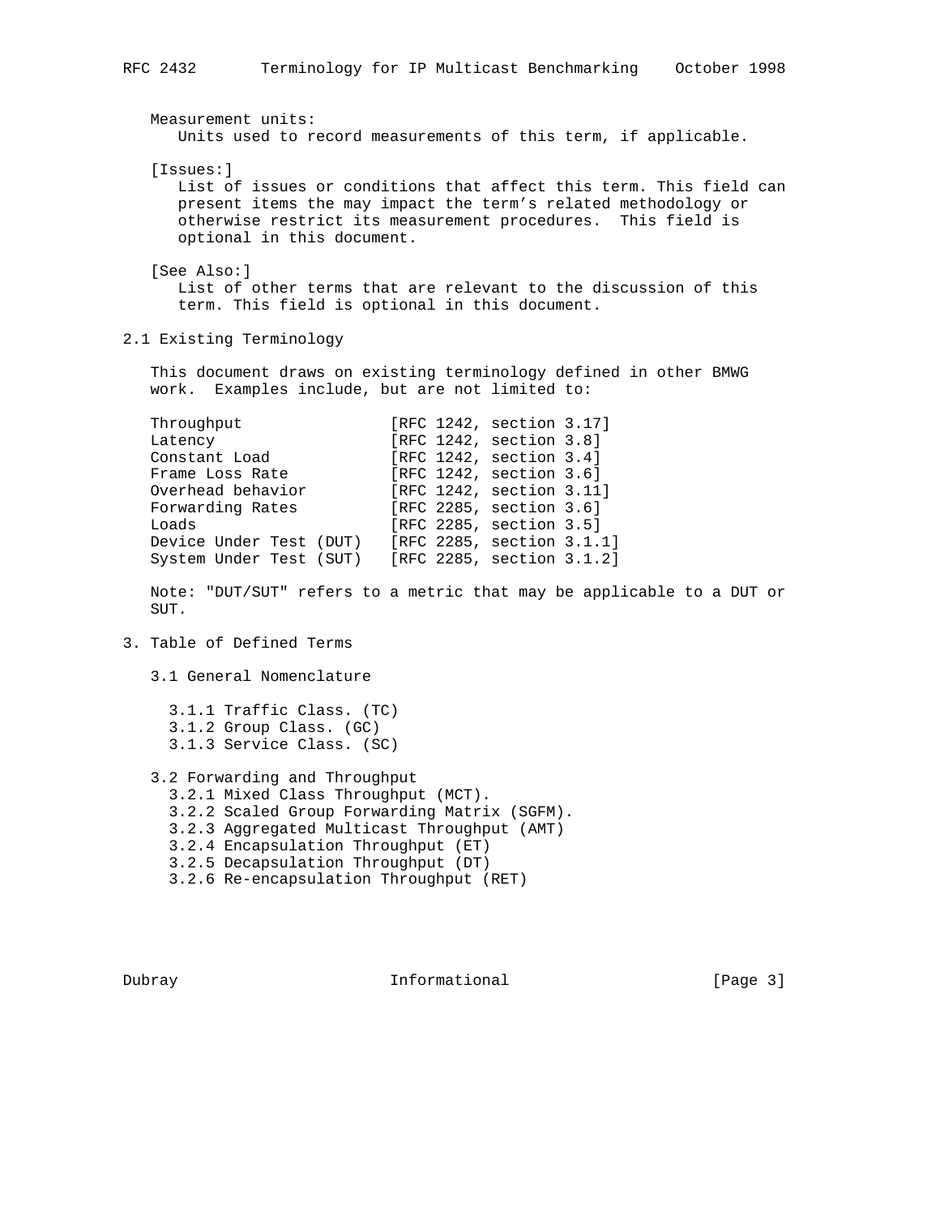Measurement units:
Units used to record measurements of this term, if applicable.

[Issues:]
List of issues or conditions that affect this term. This field can present items the may impact the term’s related methodology or otherwise restrict its measurement procedures. This field is optional in this document.

[See Also:]
List of other terms that are relevant to the discussion of this term. This field is optional in this document.

## 2.1 Existing Terminology

This document draws on existing terminology defined in other BMWG work. Examples include, but are not limited to:

| | |
|---|---|
| Throughput | [RFC 1242, section 3.17] |
| Latency | [RFC 1242, section 3.8] |
| Constant Load | [RFC 1242, section 3.4] |
| Frame Loss Rate | [RFC 1242, section 3.6] |
| Overhead behavior | [RFC 1242, section 3.11] |
| Forwarding Rates | [RFC 2285, section 3.6] |
| Loads | [RFC 2285, section 3.5] |
| Device Under Test (DUT) | [RFC 2285, section 3.1.1] |
| System Under Test (SUT) | [RFC 2285, section 3.1.2] |

Note: "DUT/SUT" refers to a metric that may be applicable to a DUT or SUT.

# 3. Table of Defined Terms

3.1 General Nomenclature

- 3.1.1 Traffic Class. (TC)
- 3.1.2 Group Class. (GC)
- 3.1.3 Service Class. (SC)

3.2 Forwarding and Throughput

- 3.2.1 Mixed Class Throughput (MCT).
- 3.2.2 Scaled Group Forwarding Matrix (SGFM).
- 3.2.3 Aggregated Multicast Throughput (AMT)
- 3.2.4 Encapsulation Throughput (ET)
- 3.2.5 Decapsulation Throughput (DT)
- 3.2.6 Re-encapsulation Throughput (RET)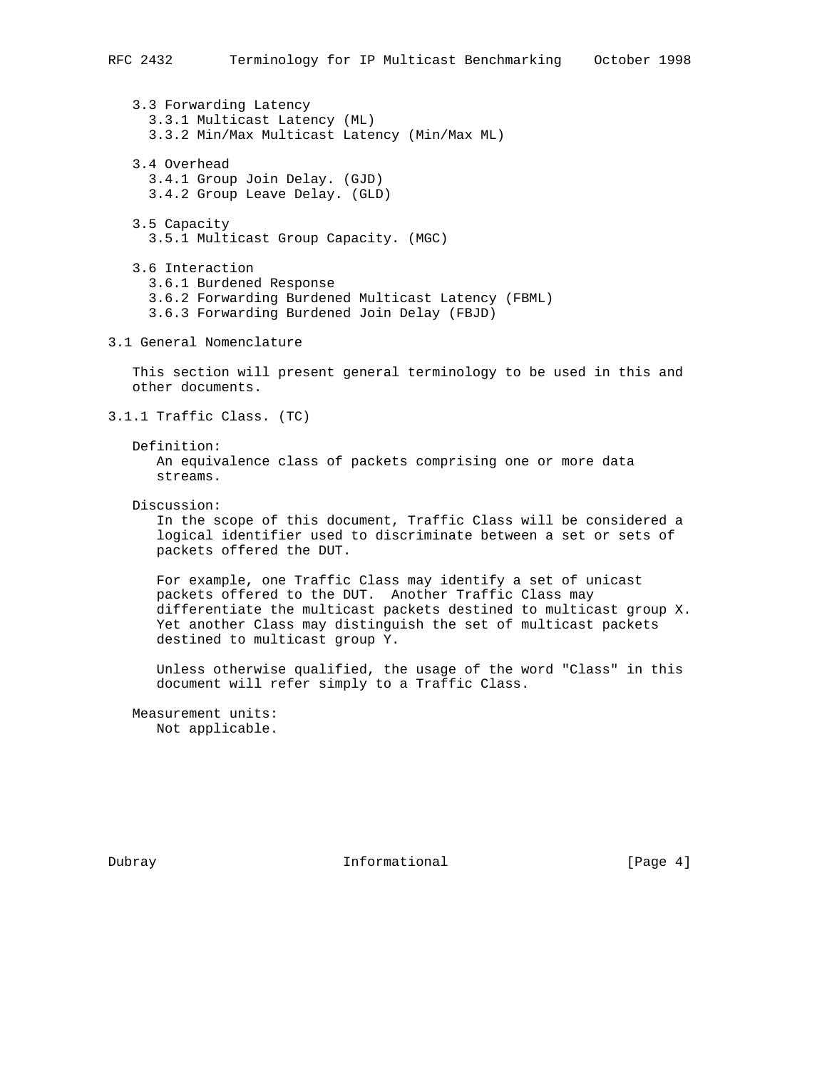3.3 Forwarding Latency
  3.3.1 Multicast Latency (ML)
  3.3.2 Min/Max Multicast Latency (Min/Max ML)

3.4 Overhead
  3.4.1 Group Join Delay. (GJD)
  3.4.2 Group Leave Delay. (GLD)

3.5 Capacity
  3.5.1 Multicast Group Capacity. (MGC)

3.6 Interaction
  3.6.1 Burdened Response
  3.6.2 Forwarding Burdened Multicast Latency (FBML)
  3.6.3 Forwarding Burdened Join Delay (FBJD)

## 3.1 General Nomenclature

This section will present general terminology to be used in this and other documents.

### 3.1.1 Traffic Class. (TC)

Definition:
An equivalence class of packets comprising one or more data streams.

Discussion:
In the scope of this document, Traffic Class will be considered a logical identifier used to discriminate between a set or sets of packets offered the DUT.

For example, one Traffic Class may identify a set of unicast packets offered to the DUT. Another Traffic Class may differentiate the multicast packets destined to multicast group X. Yet another Class may distinguish the set of multicast packets destined to multicast group Y.

Unless otherwise qualified, the usage of the word "Class" in this document will refer simply to a Traffic Class.

Measurement units:
Not applicable.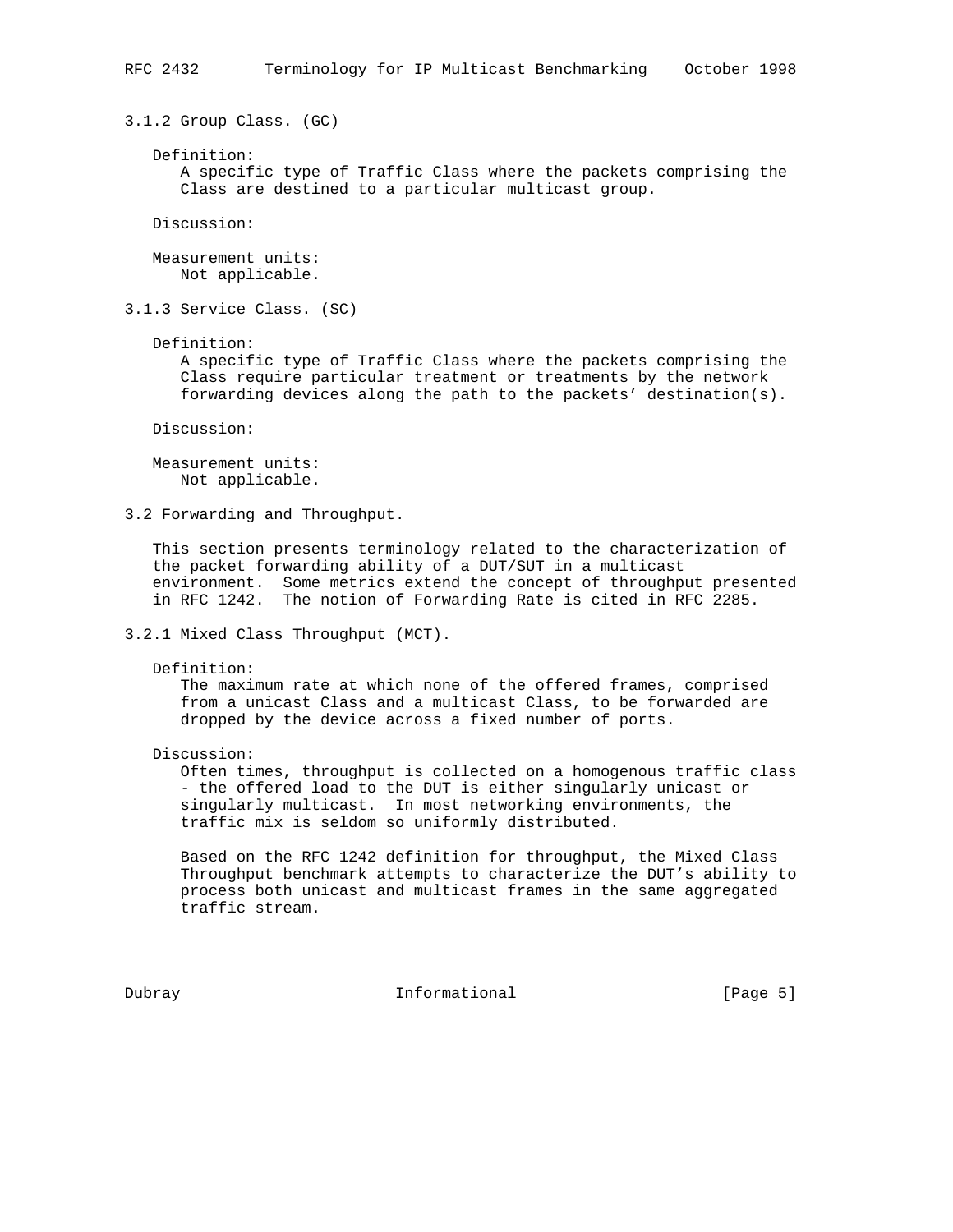### 3.1.2 Group Class. (GC)

Definition:
A specific type of Traffic Class where the packets comprising the Class are destined to a particular multicast group.

Discussion:

Measurement units:
Not applicable.

### 3.1.3 Service Class. (SC)

Definition:
A specific type of Traffic Class where the packets comprising the Class require particular treatment or treatments by the network forwarding devices along the path to the packets' destination(s).

Discussion:

Measurement units:
Not applicable.

## 3.2 Forwarding and Throughput.

This section presents terminology related to the characterization of the packet forwarding ability of a DUT/SUT in a multicast environment. Some metrics extend the concept of throughput presented in RFC 1242. The notion of Forwarding Rate is cited in RFC 2285.

### 3.2.1 Mixed Class Throughput (MCT).

Definition:
The maximum rate at which none of the offered frames, comprised from a unicast Class and a multicast Class, to be forwarded are dropped by the device across a fixed number of ports.

Discussion:
Often times, throughput is collected on a homogenous traffic class - the offered load to the DUT is either singularly unicast or singularly multicast. In most networking environments, the traffic mix is seldom so uniformly distributed.

Based on the RFC 1242 definition for throughput, the Mixed Class Throughput benchmark attempts to characterize the DUT's ability to process both unicast and multicast frames in the same aggregated traffic stream.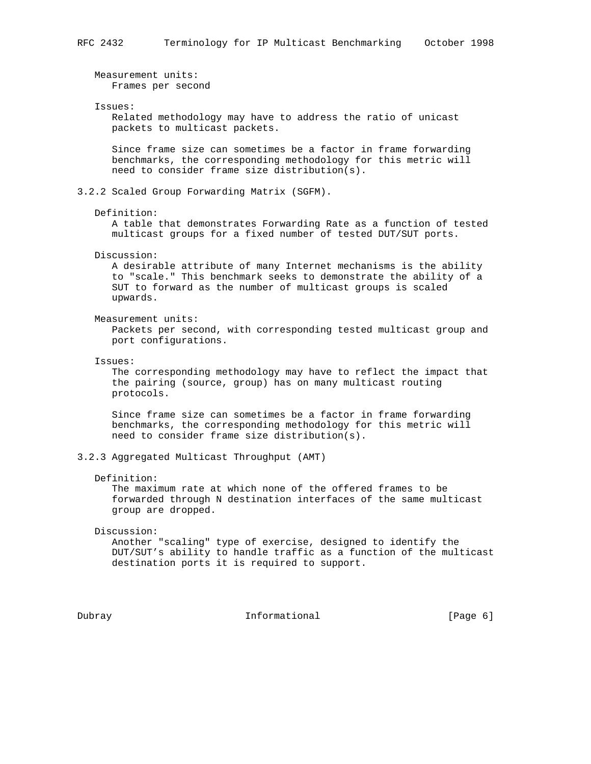Measurement units:
Frames per second

Issues:
Related methodology may have to address the ratio of unicast packets to multicast packets.

Since frame size can sometimes be a factor in frame forwarding benchmarks, the corresponding methodology for this metric will need to consider frame size distribution(s).

### 3.2.2 Scaled Group Forwarding Matrix (SGFM).

Definition:
A table that demonstrates Forwarding Rate as a function of tested multicast groups for a fixed number of tested DUT/SUT ports.

Discussion:
A desirable attribute of many Internet mechanisms is the ability to "scale." This benchmark seeks to demonstrate the ability of a SUT to forward as the number of multicast groups is scaled upwards.

Measurement units:
Packets per second, with corresponding tested multicast group and port configurations.

Issues:
The corresponding methodology may have to reflect the impact that the pairing (source, group) has on many multicast routing protocols.

Since frame size can sometimes be a factor in frame forwarding benchmarks, the corresponding methodology for this metric will need to consider frame size distribution(s).

### 3.2.3 Aggregated Multicast Throughput (AMT)

Definition:
The maximum rate at which none of the offered frames to be forwarded through N destination interfaces of the same multicast group are dropped.

Discussion:
Another "scaling" type of exercise, designed to identify the DUT/SUT's ability to handle traffic as a function of the multicast destination ports it is required to support.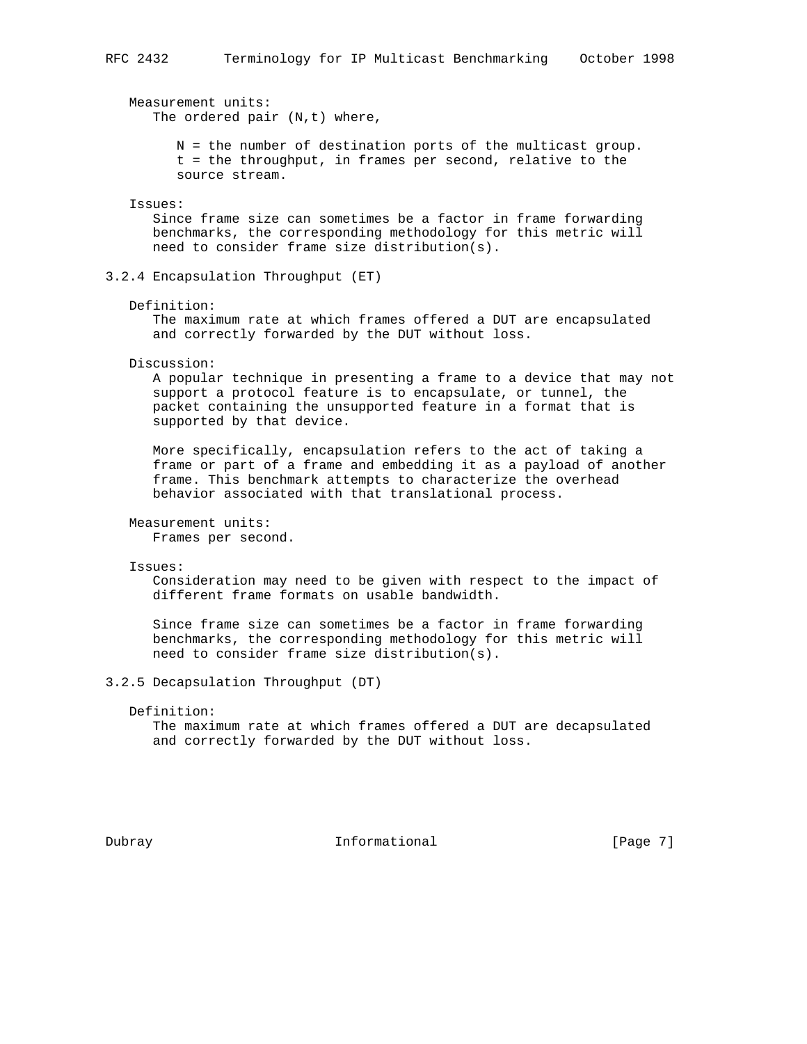Measurement units:
The ordered pair (N,t) where,

N = the number of destination ports of the multicast group.
t = the throughput, in frames per second, relative to the source stream.

Issues:
Since frame size can sometimes be a factor in frame forwarding benchmarks, the corresponding methodology for this metric will need to consider frame size distribution(s).

### 3.2.4 Encapsulation Throughput (ET)

Definition:
The maximum rate at which frames offered a DUT are encapsulated and correctly forwarded by the DUT without loss.

Discussion:
A popular technique in presenting a frame to a device that may not support a protocol feature is to encapsulate, or tunnel, the packet containing the unsupported feature in a format that is supported by that device.

More specifically, encapsulation refers to the act of taking a frame or part of a frame and embedding it as a payload of another frame. This benchmark attempts to characterize the overhead behavior associated with that translational process.

Measurement units:
Frames per second.

Issues:
Consideration may need to be given with respect to the impact of different frame formats on usable bandwidth.

Since frame size can sometimes be a factor in frame forwarding benchmarks, the corresponding methodology for this metric will need to consider frame size distribution(s).

### 3.2.5 Decapsulation Throughput (DT)

Definition:
The maximum rate at which frames offered a DUT are decapsulated and correctly forwarded by the DUT without loss.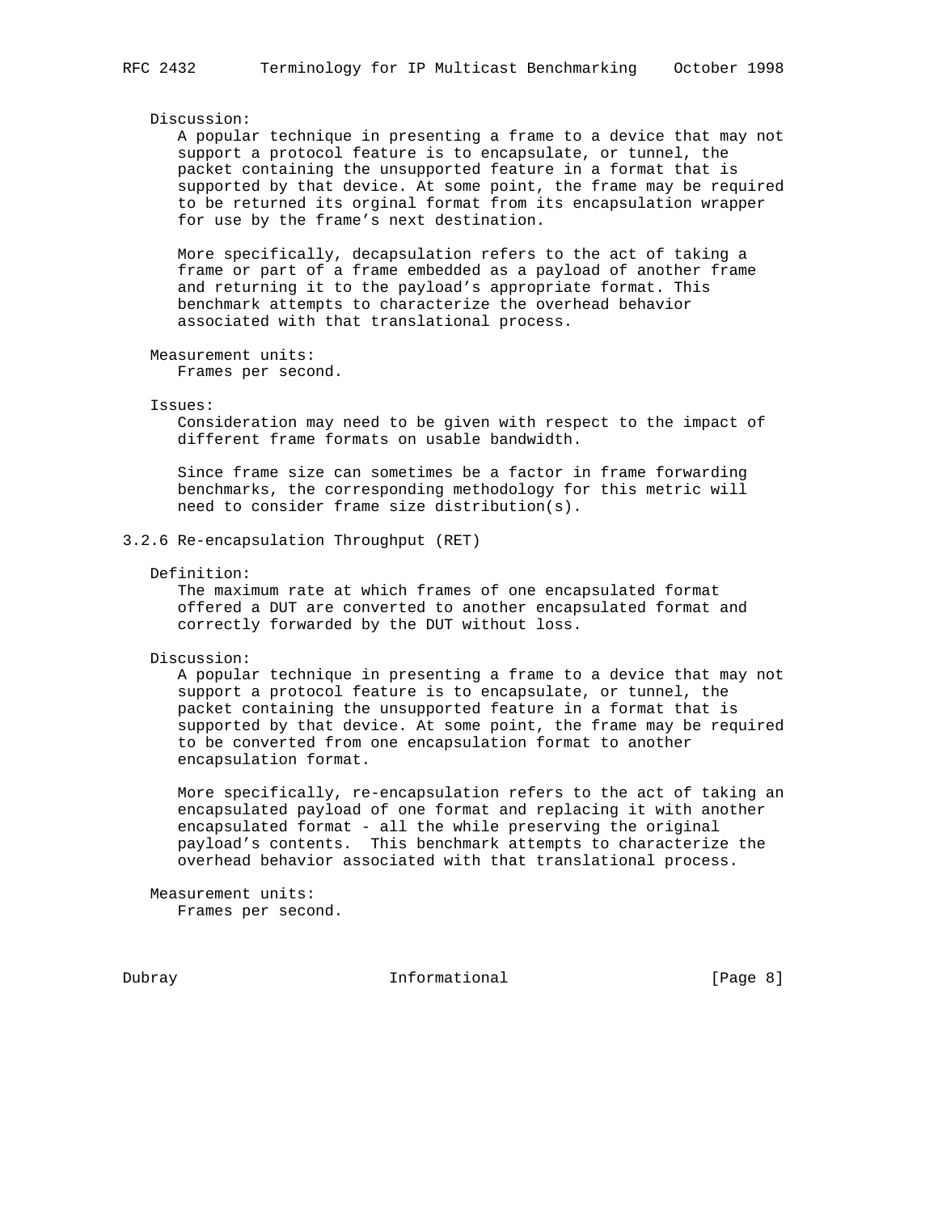Discussion:

A popular technique in presenting a frame to a device that may not support a protocol feature is to encapsulate, or tunnel, the packet containing the unsupported feature in a format that is supported by that device. At some point, the frame may be required to be returned its orginal format from its encapsulation wrapper for use by the frame's next destination.

More specifically, decapsulation refers to the act of taking a frame or part of a frame embedded as a payload of another frame and returning it to the payload's appropriate format. This benchmark attempts to characterize the overhead behavior associated with that translational process.

Measurement units:

Frames per second.

Issues:

Consideration may need to be given with respect to the impact of different frame formats on usable bandwidth.

Since frame size can sometimes be a factor in frame forwarding benchmarks, the corresponding methodology for this metric will need to consider frame size distribution(s).

### 3.2.6 Re-encapsulation Throughput (RET)

Definition:

The maximum rate at which frames of one encapsulated format offered a DUT are converted to another encapsulated format and correctly forwarded by the DUT without loss.

Discussion:

A popular technique in presenting a frame to a device that may not support a protocol feature is to encapsulate, or tunnel, the packet containing the unsupported feature in a format that is supported by that device. At some point, the frame may be required to be converted from one encapsulation format to another encapsulation format.

More specifically, re-encapsulation refers to the act of taking an encapsulated payload of one format and replacing it with another encapsulated format - all the while preserving the original payload's contents. This benchmark attempts to characterize the overhead behavior associated with that translational process.

Measurement units:

Frames per second.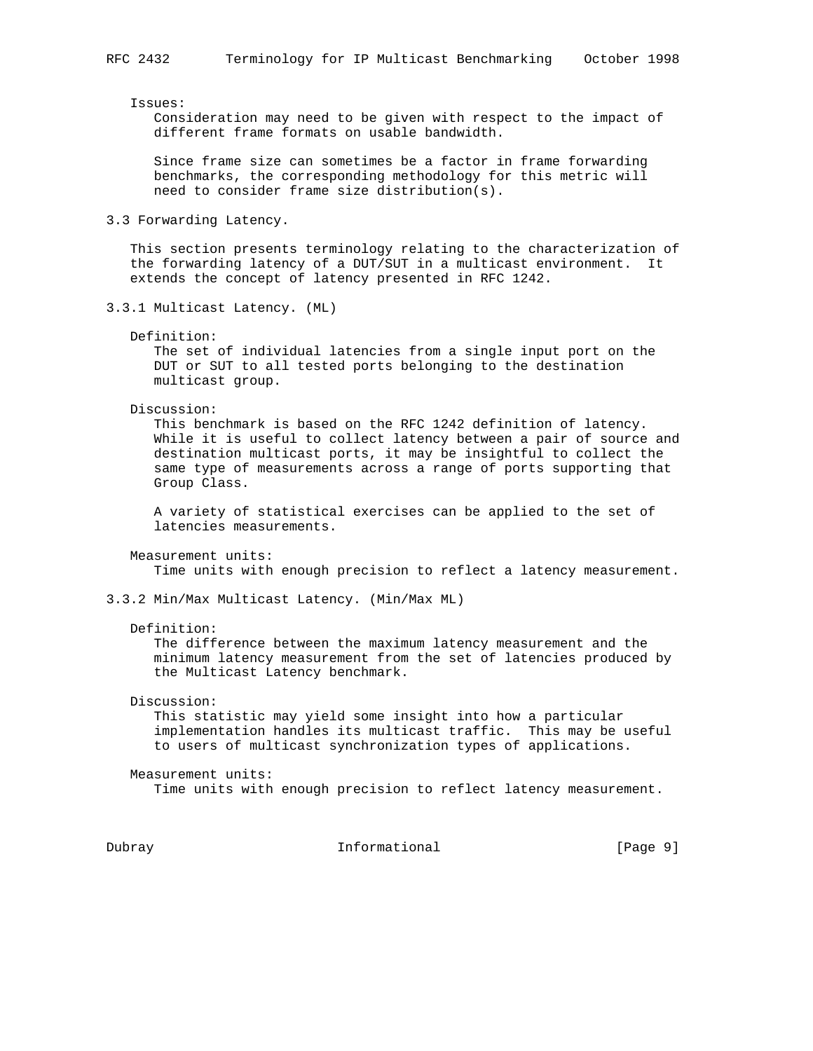Issues:

Consideration may need to be given with respect to the impact of different frame formats on usable bandwidth.

Since frame size can sometimes be a factor in frame forwarding benchmarks, the corresponding methodology for this metric will need to consider frame size distribution(s).

## 3.3 Forwarding Latency.

This section presents terminology relating to the characterization of the forwarding latency of a DUT/SUT in a multicast environment. It extends the concept of latency presented in RFC 1242.

### 3.3.1 Multicast Latency. (ML)

Definition:

The set of individual latencies from a single input port on the DUT or SUT to all tested ports belonging to the destination multicast group.

Discussion:

This benchmark is based on the RFC 1242 definition of latency. While it is useful to collect latency between a pair of source and destination multicast ports, it may be insightful to collect the same type of measurements across a range of ports supporting that Group Class.

A variety of statistical exercises can be applied to the set of latencies measurements.

Measurement units:

Time units with enough precision to reflect a latency measurement.

### 3.3.2 Min/Max Multicast Latency. (Min/Max ML)

Definition:

The difference between the maximum latency measurement and the minimum latency measurement from the set of latencies produced by the Multicast Latency benchmark.

Discussion:

This statistic may yield some insight into how a particular implementation handles its multicast traffic. This may be useful to users of multicast synchronization types of applications.

Measurement units:

Time units with enough precision to reflect latency measurement.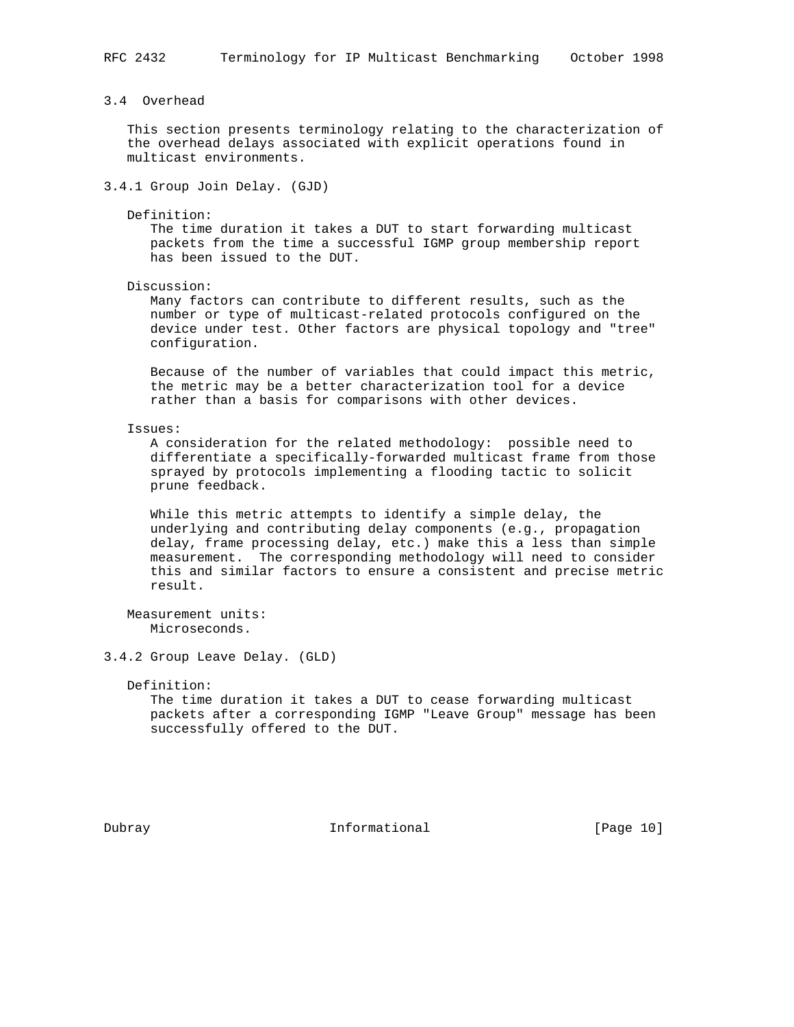### 3.4 Overhead

This section presents terminology relating to the characterization of the overhead delays associated with explicit operations found in multicast environments.

#### 3.4.1 Group Join Delay. (GJD)

Definition:
The time duration it takes a DUT to start forwarding multicast packets from the time a successful IGMP group membership report has been issued to the DUT.

Discussion:
Many factors can contribute to different results, such as the number or type of multicast-related protocols configured on the device under test. Other factors are physical topology and "tree" configuration.

Because of the number of variables that could impact this metric, the metric may be a better characterization tool for a device rather than a basis for comparisons with other devices.

Issues:
A consideration for the related methodology: possible need to differentiate a specifically-forwarded multicast frame from those sprayed by protocols implementing a flooding tactic to solicit prune feedback.

While this metric attempts to identify a simple delay, the underlying and contributing delay components (e.g., propagation delay, frame processing delay, etc.) make this a less than simple measurement. The corresponding methodology will need to consider this and similar factors to ensure a consistent and precise metric result.

Measurement units:
Microseconds.

#### 3.4.2 Group Leave Delay. (GLD)

Definition:
The time duration it takes a DUT to cease forwarding multicast packets after a corresponding IGMP "Leave Group" message has been successfully offered to the DUT.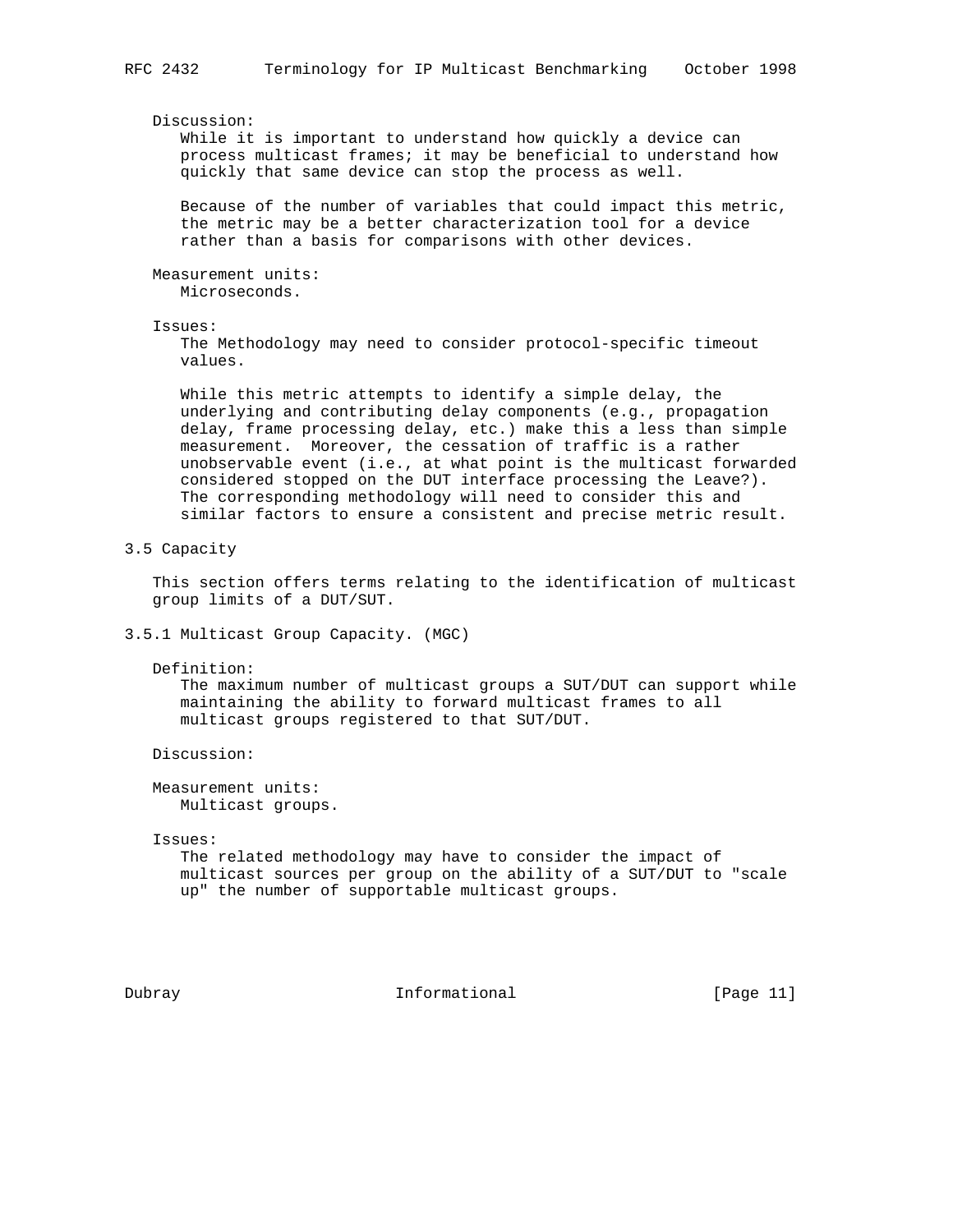Discussion:

While it is important to understand how quickly a device can process multicast frames; it may be beneficial to understand how quickly that same device can stop the process as well.

Because of the number of variables that could impact this metric, the metric may be a better characterization tool for a device rather than a basis for comparisons with other devices.

Measurement units:

Microseconds.

Issues:

The Methodology may need to consider protocol-specific timeout values.

While this metric attempts to identify a simple delay, the underlying and contributing delay components (e.g., propagation delay, frame processing delay, etc.) make this a less than simple measurement. Moreover, the cessation of traffic is a rather unobservable event (i.e., at what point is the multicast forwarded considered stopped on the DUT interface processing the Leave?). The corresponding methodology will need to consider this and similar factors to ensure a consistent and precise metric result.

## 3.5 Capacity

This section offers terms relating to the identification of multicast group limits of a DUT/SUT.

### 3.5.1 Multicast Group Capacity. (MGC)

Definition:

The maximum number of multicast groups a SUT/DUT can support while maintaining the ability to forward multicast frames to all multicast groups registered to that SUT/DUT.

Discussion:

Measurement units:

Multicast groups.

Issues:

The related methodology may have to consider the impact of multicast sources per group on the ability of a SUT/DUT to "scale up" the number of supportable multicast groups.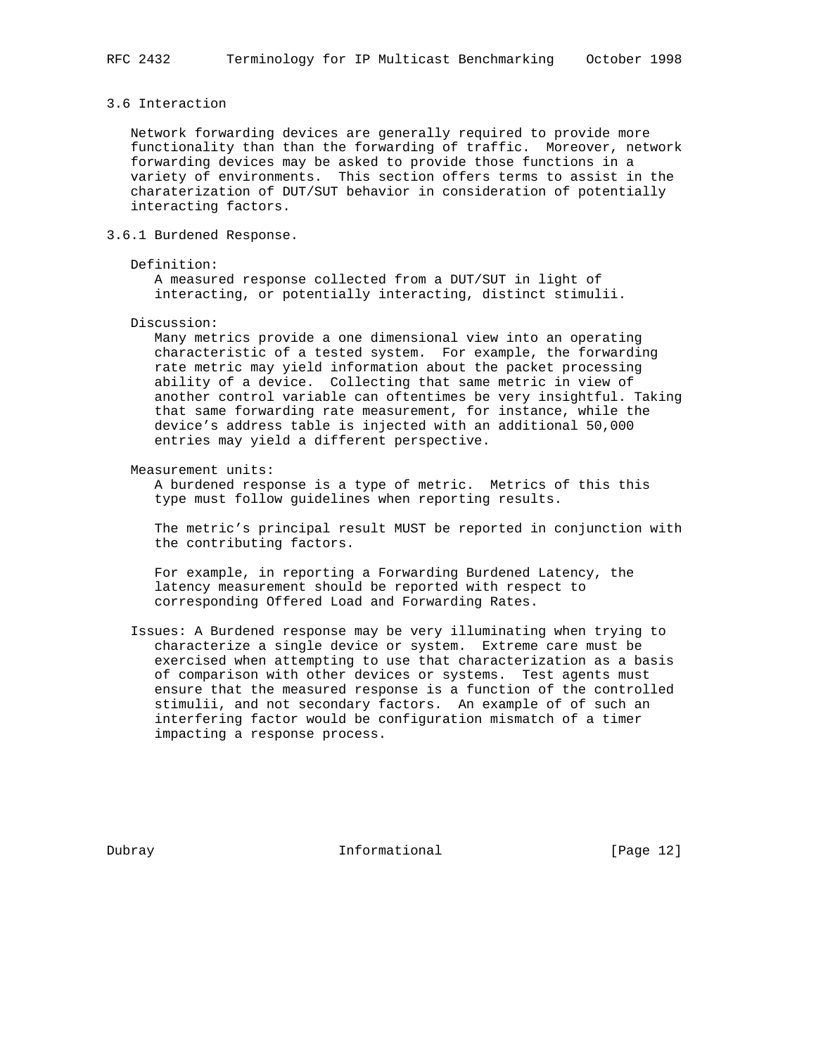## 3.6 Interaction

Network forwarding devices are generally required to provide more functionality than than the forwarding of traffic. Moreover, network forwarding devices may be asked to provide those functions in a variety of environments. This section offers terms to assist in the charaterization of DUT/SUT behavior in consideration of potentially interacting factors.

### 3.6.1 Burdened Response.

Definition:

A measured response collected from a DUT/SUT in light of interacting, or potentially interacting, distinct stimulii.

Discussion:

Many metrics provide a one dimensional view into an operating characteristic of a tested system. For example, the forwarding rate metric may yield information about the packet processing ability of a device. Collecting that same metric in view of another control variable can oftentimes be very insightful. Taking that same forwarding rate measurement, for instance, while the device's address table is injected with an additional 50,000 entries may yield a different perspective.

Measurement units:

A burdened response is a type of metric. Metrics of this this type must follow guidelines when reporting results.

The metric's principal result MUST be reported in conjunction with the contributing factors.

For example, in reporting a Forwarding Burdened Latency, the latency measurement should be reported with respect to corresponding Offered Load and Forwarding Rates.

Issues: A Burdened response may be very illuminating when trying to characterize a single device or system. Extreme care must be exercised when attempting to use that characterization as a basis of comparison with other devices or systems. Test agents must ensure that the measured response is a function of the controlled stimulii, and not secondary factors. An example of of such an interfering factor would be configuration mismatch of a timer impacting a response process.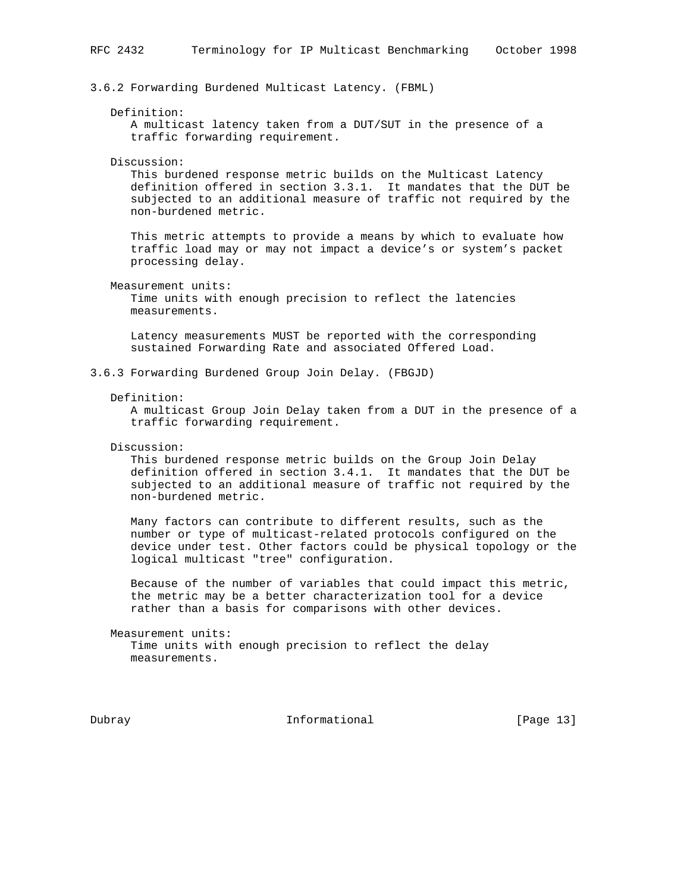### 3.6.2 Forwarding Burdened Multicast Latency. (FBML)

Definition:
A multicast latency taken from a DUT/SUT in the presence of a traffic forwarding requirement.

Discussion:
This burdened response metric builds on the Multicast Latency definition offered in section 3.3.1. It mandates that the DUT be subjected to an additional measure of traffic not required by the non-burdened metric.

This metric attempts to provide a means by which to evaluate how traffic load may or may not impact a device's or system's packet processing delay.

Measurement units:
Time units with enough precision to reflect the latencies measurements.

Latency measurements MUST be reported with the corresponding sustained Forwarding Rate and associated Offered Load.

### 3.6.3 Forwarding Burdened Group Join Delay. (FBGJD)

Definition:
A multicast Group Join Delay taken from a DUT in the presence of a traffic forwarding requirement.

Discussion:
This burdened response metric builds on the Group Join Delay definition offered in section 3.4.1. It mandates that the DUT be subjected to an additional measure of traffic not required by the non-burdened metric.

Many factors can contribute to different results, such as the number or type of multicast-related protocols configured on the device under test. Other factors could be physical topology or the logical multicast "tree" configuration.

Because of the number of variables that could impact this metric, the metric may be a better characterization tool for a device rather than a basis for comparisons with other devices.

Measurement units:
Time units with enough precision to reflect the delay measurements.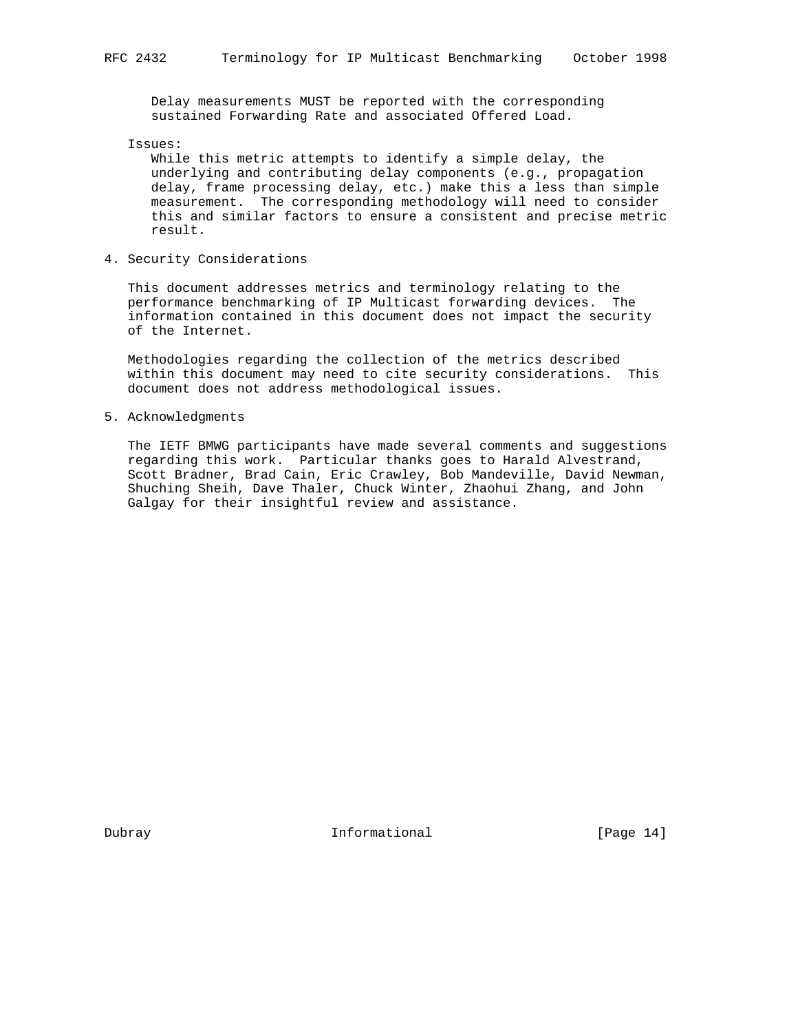Delay measurements MUST be reported with the corresponding sustained Forwarding Rate and associated Offered Load.

Issues:

While this metric attempts to identify a simple delay, the underlying and contributing delay components (e.g., propagation delay, frame processing delay, etc.) make this a less than simple measurement. The corresponding methodology will need to consider this and similar factors to ensure a consistent and precise metric result.

## 4. Security Considerations

This document addresses metrics and terminology relating to the performance benchmarking of IP Multicast forwarding devices. The information contained in this document does not impact the security of the Internet.

Methodologies regarding the collection of the metrics described within this document may need to cite security considerations. This document does not address methodological issues.

## 5. Acknowledgments

The IETF BMWG participants have made several comments and suggestions regarding this work. Particular thanks goes to Harald Alvestrand, Scott Bradner, Brad Cain, Eric Crawley, Bob Mandeville, David Newman, Shuching Sheih, Dave Thaler, Chuck Winter, Zhaohui Zhang, and John Galgay for their insightful review and assistance.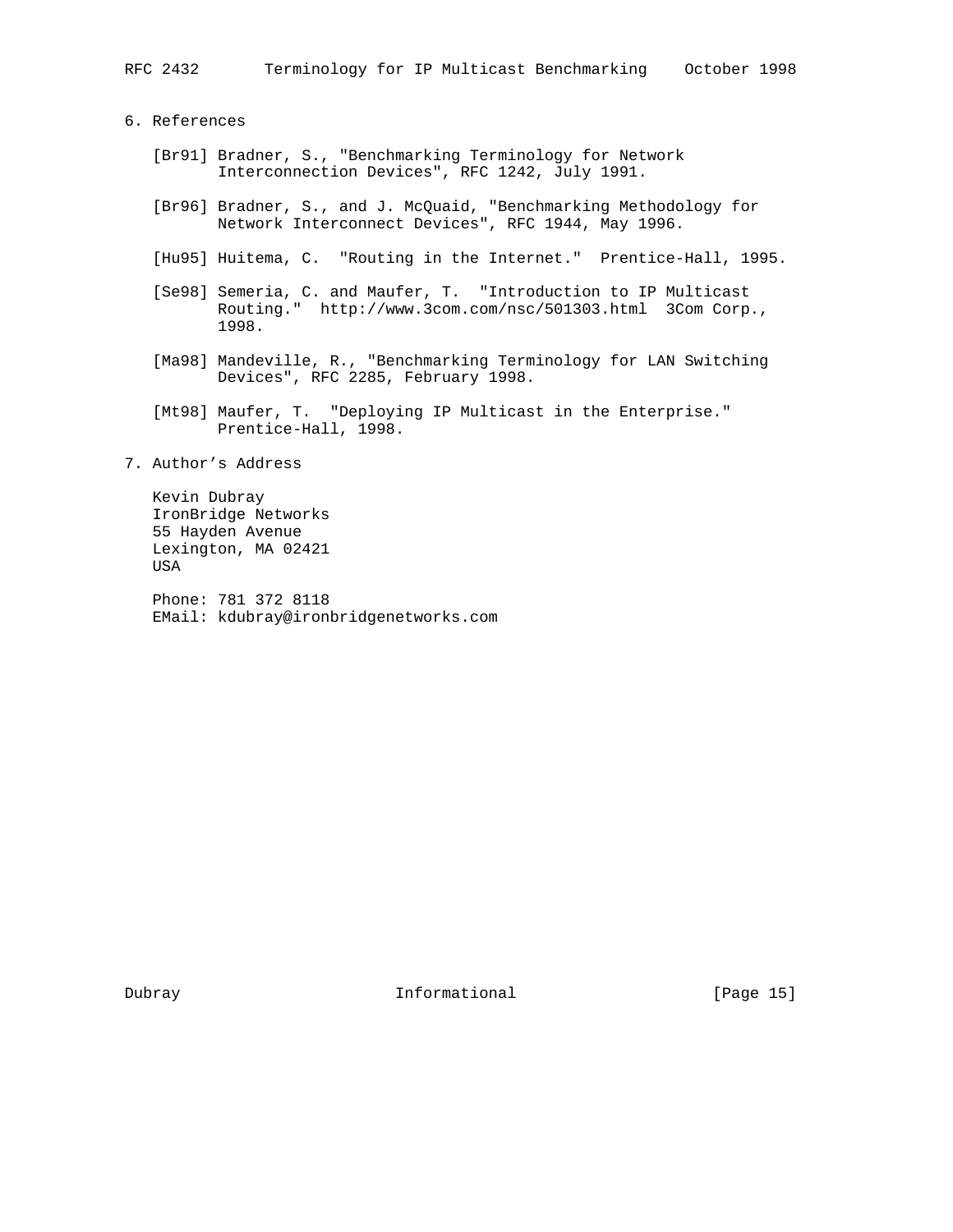## 6. References

[Br91] Bradner, S., "Benchmarking Terminology for Network Interconnection Devices", RFC 1242, July 1991.

[Br96] Bradner, S., and J. McQuaid, "Benchmarking Methodology for Network Interconnect Devices", RFC 1944, May 1996.

[Hu95] Huitema, C. "Routing in the Internet." Prentice-Hall, 1995.

[Se98] Semeria, C. and Maufer, T. "Introduction to IP Multicast Routing." http://www.3com.com/nsc/501303.html 3Com Corp., 1998.

[Ma98] Mandeville, R., "Benchmarking Terminology for LAN Switching Devices", RFC 2285, February 1998.

[Mt98] Maufer, T. "Deploying IP Multicast in the Enterprise." Prentice-Hall, 1998.

## 7. Author's Address

Kevin Dubray
IronBridge Networks
55 Hayden Avenue
Lexington, MA 02421
USA

Phone: 781 372 8118
EMail: kdubray@ironbridgenetworks.com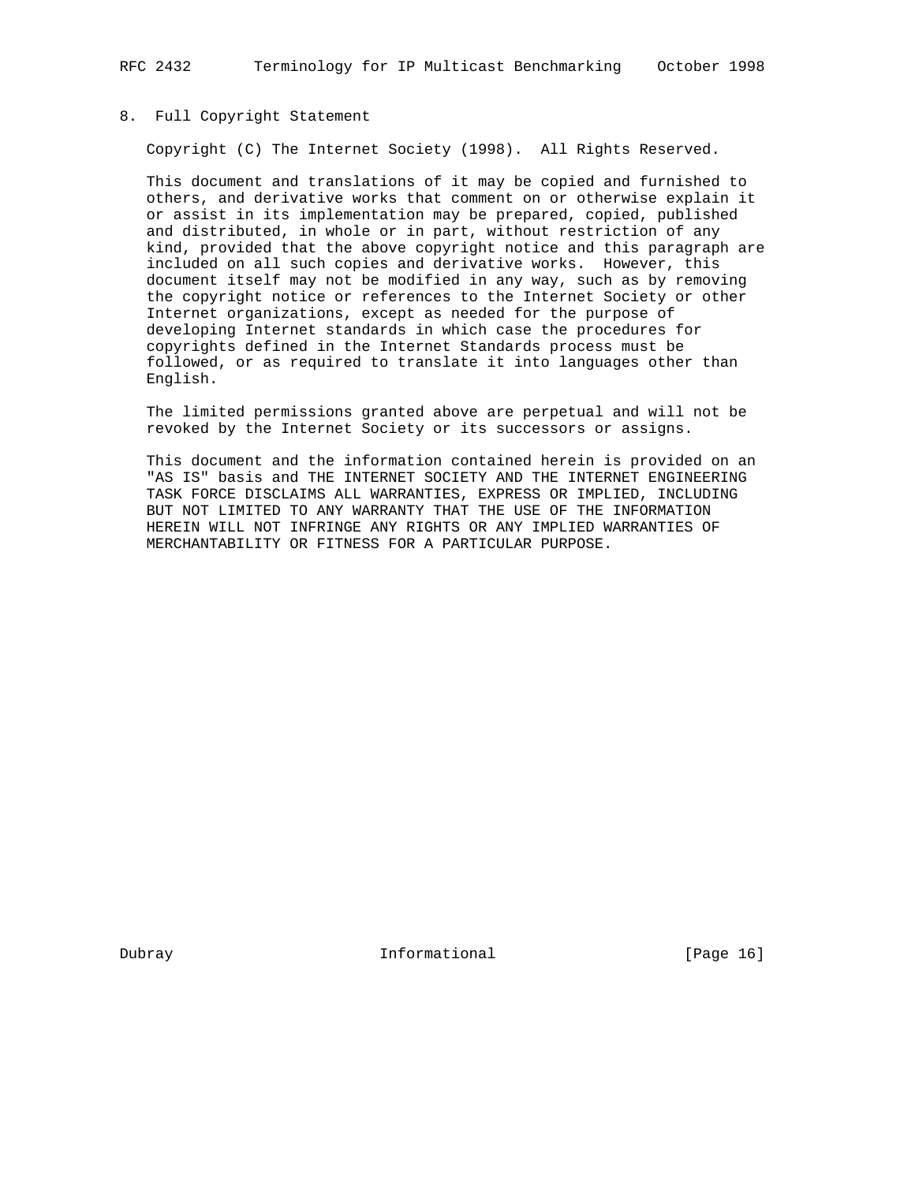## 8. Full Copyright Statement

Copyright (C) The Internet Society (1998). All Rights Reserved.

This document and translations of it may be copied and furnished to others, and derivative works that comment on or otherwise explain it or assist in its implementation may be prepared, copied, published and distributed, in whole or in part, without restriction of any kind, provided that the above copyright notice and this paragraph are included on all such copies and derivative works. However, this document itself may not be modified in any way, such as by removing the copyright notice or references to the Internet Society or other Internet organizations, except as needed for the purpose of developing Internet standards in which case the procedures for copyrights defined in the Internet Standards process must be followed, or as required to translate it into languages other than English.

The limited permissions granted above are perpetual and will not be revoked by the Internet Society or its successors or assigns.

This document and the information contained herein is provided on an "AS IS" basis and THE INTERNET SOCIETY AND THE INTERNET ENGINEERING TASK FORCE DISCLAIMS ALL WARRANTIES, EXPRESS OR IMPLIED, INCLUDING BUT NOT LIMITED TO ANY WARRANTY THAT THE USE OF THE INFORMATION HEREIN WILL NOT INFRINGE ANY RIGHTS OR ANY IMPLIED WARRANTIES OF MERCHANTABILITY OR FITNESS FOR A PARTICULAR PURPOSE.